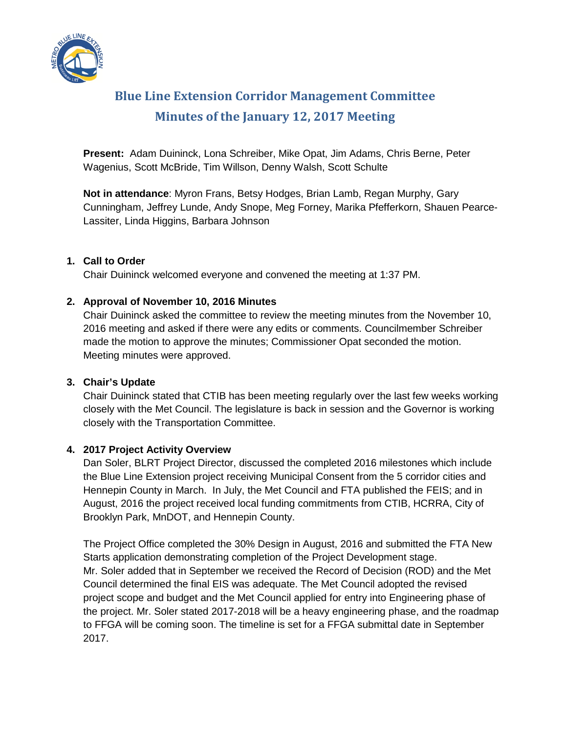# Blue Line Extension Corridor Management Committee
## Minutes of the January 12, 2017 Meeting

**Present:** Adam Duininck, Lona Schreiber, Mike Opat, Jim Adams, Chris Berne, Peter Wagenius, Scott McBride, Tim Willson, Denny Walsh, Scott Schulte

**Not in attendance**: Myron Frans, Betsy Hodges, Brian Lamb, Regan Murphy, Gary Cunningham, Jeffrey Lunde, Andy Snope, Meg Forney, Marika Pfefferkorn, Shauen Pearce-Lassiter, Linda Higgins, Barbara Johnson

1. **Call to Order**
   Chair Duininck welcomed everyone and convened the meeting at 1:37 PM.

2. **Approval of November 10, 2016 Minutes**
   Chair Duininck asked the committee to review the meeting minutes from the November 10, 2016 meeting and asked if there were any edits or comments. Councilmember Schreiber made the motion to approve the minutes; Commissioner Opat seconded the motion. Meeting minutes were approved.

3. **Chair's Update**
   Chair Duininck stated that CTIB has been meeting regularly over the last few weeks working closely with the Met Council. The legislature is back in session and the Governor is working closely with the Transportation Committee.

4. **2017 Project Activity Overview**
   Dan Soler, BLRT Project Director, discussed the completed 2016 milestones which include the Blue Line Extension project receiving Municipal Consent from the 5 corridor cities and Hennepin County in March. In July, the Met Council and FTA published the FEIS; and in August, 2016 the project received local funding commitments from CTIB, HCRRA, City of Brooklyn Park, MnDOT, and Hennepin County.

   The Project Office completed the 30% Design in August, 2016 and submitted the FTA New Starts application demonstrating completion of the Project Development stage. Mr. Soler added that in September we received the Record of Decision (ROD) and the Met Council determined the final EIS was adequate. The Met Council adopted the revised project scope and budget and the Met Council applied for entry into Engineering phase of the project. Mr. Soler stated 2017-2018 will be a heavy engineering phase, and the roadmap to FFGA will be coming soon. The timeline is set for a FFGA submittal date in September 2017.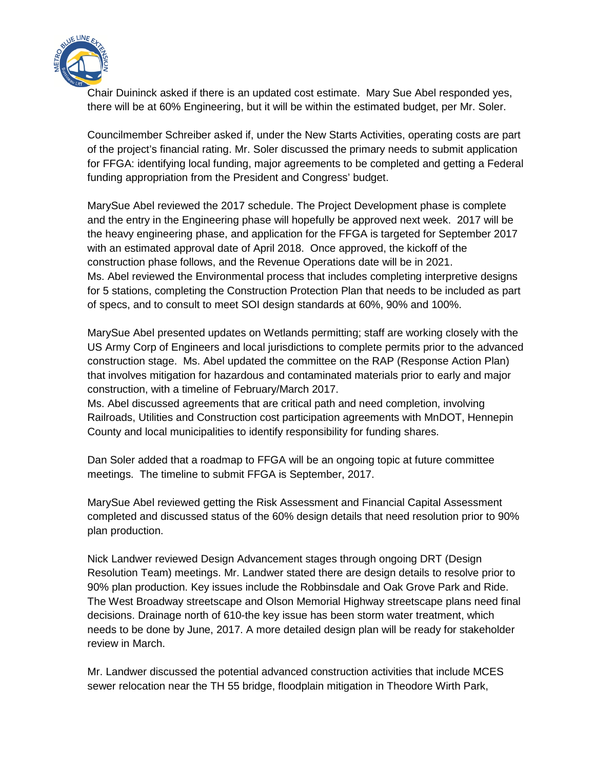Chair Duininck asked if there is an updated cost estimate. Mary Sue Abel responded yes, there will be at 60% Engineering, but it will be within the estimated budget, per Mr. Soler.

Councilmember Schreiber asked if, under the New Starts Activities, operating costs are part of the project's financial rating. Mr. Soler discussed the primary needs to submit application for FFGA: identifying local funding, major agreements to be completed and getting a Federal funding appropriation from the President and Congress' budget.

MarySue Abel reviewed the 2017 schedule. The Project Development phase is complete and the entry in the Engineering phase will hopefully be approved next week. 2017 will be the heavy engineering phase, and application for the FFGA is targeted for September 2017 with an estimated approval date of April 2018. Once approved, the kickoff of the construction phase follows, and the Revenue Operations date will be in 2021.
Ms. Abel reviewed the Environmental process that includes completing interpretive designs for 5 stations, completing the Construction Protection Plan that needs to be included as part of specs, and to consult to meet SOI design standards at 60%, 90% and 100%.

MarySue Abel presented updates on Wetlands permitting; staff are working closely with the US Army Corp of Engineers and local jurisdictions to complete permits prior to the advanced construction stage. Ms. Abel updated the committee on the RAP (Response Action Plan) that involves mitigation for hazardous and contaminated materials prior to early and major construction, with a timeline of February/March 2017.
Ms. Abel discussed agreements that are critical path and need completion, involving Railroads, Utilities and Construction cost participation agreements with MnDOT, Hennepin County and local municipalities to identify responsibility for funding shares.

Dan Soler added that a roadmap to FFGA will be an ongoing topic at future committee meetings. The timeline to submit FFGA is September, 2017.

MarySue Abel reviewed getting the Risk Assessment and Financial Capital Assessment completed and discussed status of the 60% design details that need resolution prior to 90% plan production.

Nick Landwer reviewed Design Advancement stages through ongoing DRT (Design Resolution Team) meetings. Mr. Landwer stated there are design details to resolve prior to 90% plan production. Key issues include the Robbinsdale and Oak Grove Park and Ride. The West Broadway streetscape and Olson Memorial Highway streetscape plans need final decisions. Drainage north of 610-the key issue has been storm water treatment, which needs to be done by June, 2017. A more detailed design plan will be ready for stakeholder review in March.

Mr. Landwer discussed the potential advanced construction activities that include MCES sewer relocation near the TH 55 bridge, floodplain mitigation in Theodore Wirth Park,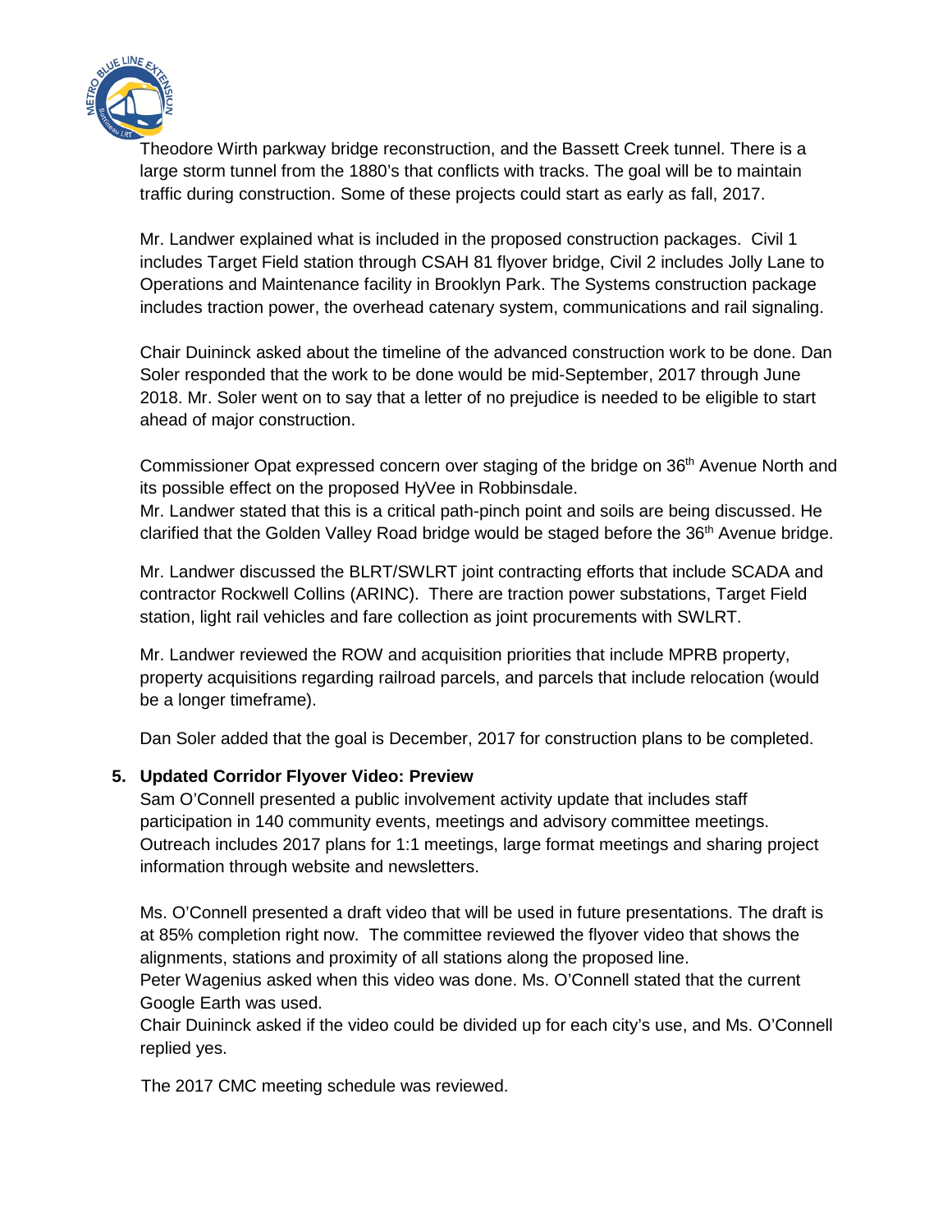Theodore Wirth parkway bridge reconstruction, and the Bassett Creek tunnel. There is a large storm tunnel from the 1880's that conflicts with tracks. The goal will be to maintain traffic during construction. Some of these projects could start as early as fall, 2017.

Mr. Landwer explained what is included in the proposed construction packages. Civil 1 includes Target Field station through CSAH 81 flyover bridge, Civil 2 includes Jolly Lane to Operations and Maintenance facility in Brooklyn Park. The Systems construction package includes traction power, the overhead catenary system, communications and rail signaling.

Chair Duininck asked about the timeline of the advanced construction work to be done. Dan Soler responded that the work to be done would be mid-September, 2017 through June 2018. Mr. Soler went on to say that a letter of no prejudice is needed to be eligible to start ahead of major construction.

Commissioner Opat expressed concern over staging of the bridge on 36th Avenue North and its possible effect on the proposed HyVee in Robbinsdale.
Mr. Landwer stated that this is a critical path-pinch point and soils are being discussed. He clarified that the Golden Valley Road bridge would be staged before the 36th Avenue bridge.

Mr. Landwer discussed the BLRT/SWLRT joint contracting efforts that include SCADA and contractor Rockwell Collins (ARINC). There are traction power substations, Target Field station, light rail vehicles and fare collection as joint procurements with SWLRT.

Mr. Landwer reviewed the ROW and acquisition priorities that include MPRB property, property acquisitions regarding railroad parcels, and parcels that include relocation (would be a longer timeframe).

Dan Soler added that the goal is December, 2017 for construction plans to be completed.

5. **Updated Corridor Flyover Video: Preview**
   Sam O'Connell presented a public involvement activity update that includes staff participation in 140 community events, meetings and advisory committee meetings. Outreach includes 2017 plans for 1:1 meetings, large format meetings and sharing project information through website and newsletters.

   Ms. O'Connell presented a draft video that will be used in future presentations. The draft is at 85% completion right now. The committee reviewed the flyover video that shows the alignments, stations and proximity of all stations along the proposed line.
   Peter Wagenius asked when this video was done. Ms. O'Connell stated that the current Google Earth was used.
   Chair Duininck asked if the video could be divided up for each city's use, and Ms. O'Connell replied yes.

   The 2017 CMC meeting schedule was reviewed.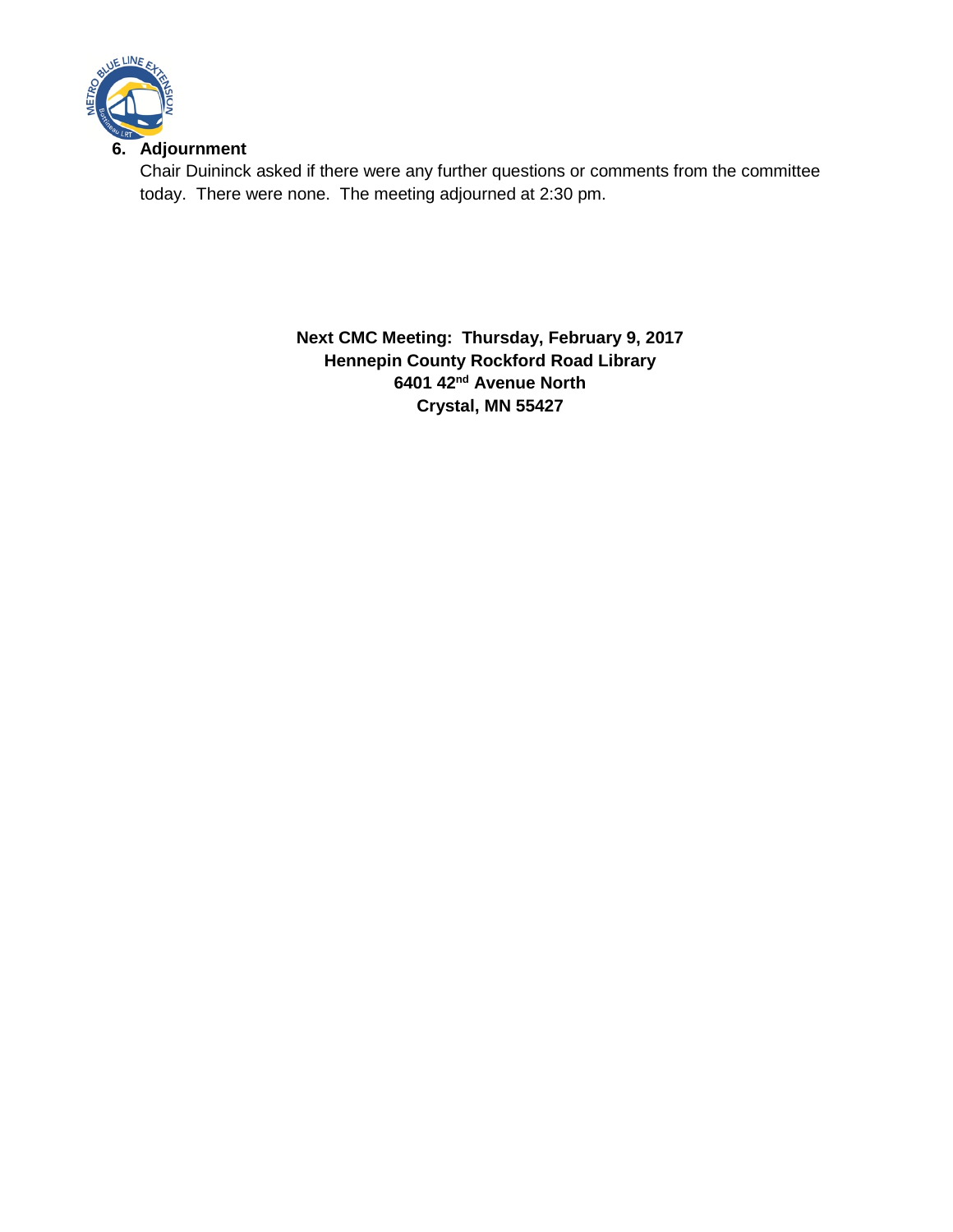**6. Adjournment**

Chair Duininck asked if there were any further questions or comments from the committee today. There were none. The meeting adjourned at 2:30 pm.

**Next CMC Meeting: Thursday, February 9, 2017**
**Hennepin County Rockford Road Library**
**6401 42nd Avenue North**
**Crystal, MN 55427**